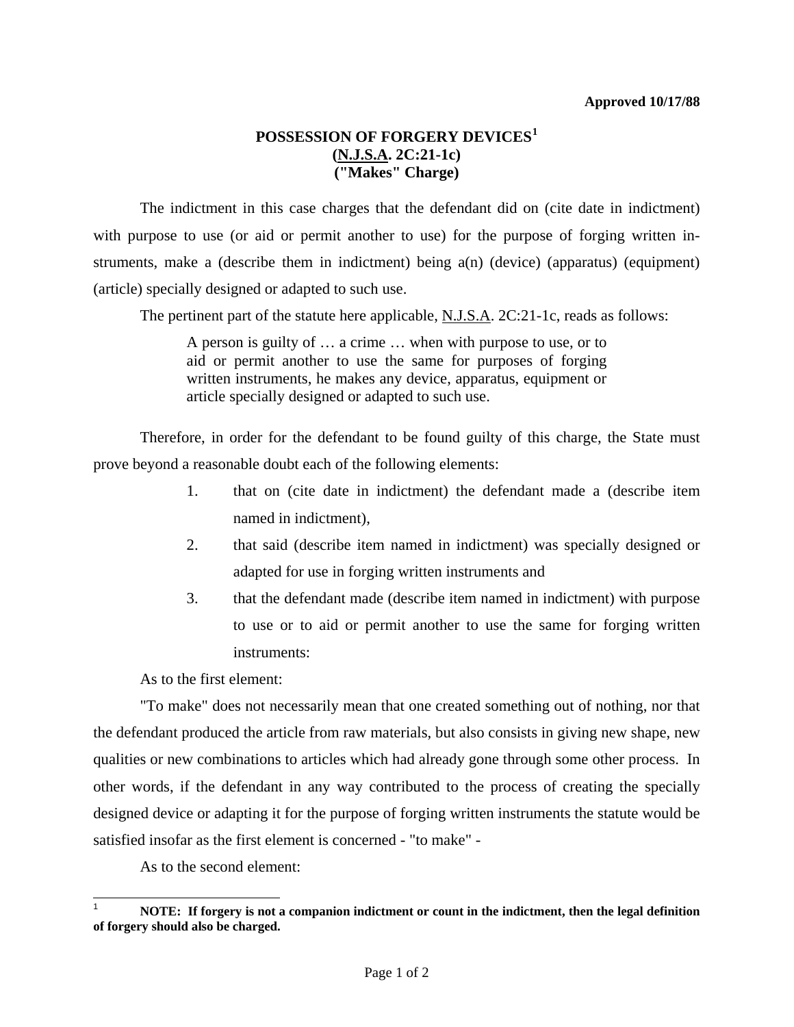**Approved 10/17/88**

# POSSESSION OF FORGERY DEVICES[1]
## (N.J.S.A. 2C:21-1c)
## ("Makes" Charge)

The indictment in this case charges that the defendant did on (cite date in indictment) with purpose to use (or aid or permit another to use) for the purpose of forging written instruments, make a (describe them in indictment) being a(n) (device) (apparatus) (equipment) (article) specially designed or adapted to such use.

The pertinent part of the statute here applicable, N.J.S.A. 2C:21-1c, reads as follows:

> A person is guilty of … a crime … when with purpose to use, or to aid or permit another to use the same for purposes of forging written instruments, he makes any device, apparatus, equipment or article specially designed or adapted to such use.

Therefore, in order for the defendant to be found guilty of this charge, the State must prove beyond a reasonable doubt each of the following elements:

1. that on (cite date in indictment) the defendant made a (describe item named in indictment),
2. that said (describe item named in indictment) was specially designed or adapted for use in forging written instruments and
3. that the defendant made (describe item named in indictment) with purpose to use or to aid or permit another to use the same for forging written instruments:

As to the first element:

"To make" does not necessarily mean that one created something out of nothing, nor that the defendant produced the article from raw materials, but also consists in giving new shape, new qualities or new combinations to articles which had already gone through some other process. In other words, if the defendant in any way contributed to the process of creating the specially designed device or adapting it for the purpose of forging written instruments the statute would be satisfied insofar as the first element is concerned - "to make" -

As to the second element:

---

[1] **NOTE: If forgery is not a companion indictment or count in the indictment, then the legal definition of forgery should also be charged.**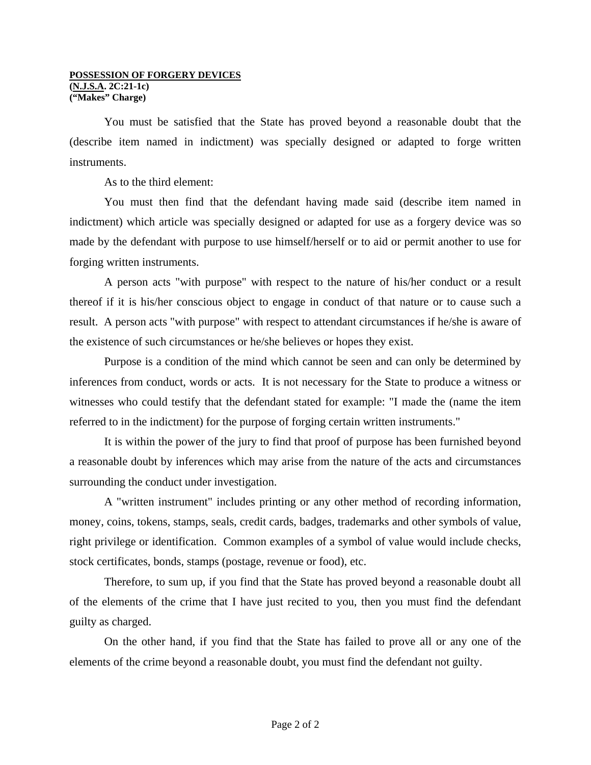**POSSESSION OF FORGERY DEVICES**
**(N.J.S.A. 2C:21-1c)**
**("Makes" Charge)**

You must be satisfied that the State has proved beyond a reasonable doubt that the (describe item named in indictment) was specially designed or adapted to forge written instruments.

As to the third element:

You must then find that the defendant having made said (describe item named in indictment) which article was specially designed or adapted for use as a forgery device was so made by the defendant with purpose to use himself/herself or to aid or permit another to use for forging written instruments.

A person acts "with purpose" with respect to the nature of his/her conduct or a result thereof if it is his/her conscious object to engage in conduct of that nature or to cause such a result. A person acts "with purpose" with respect to attendant circumstances if he/she is aware of the existence of such circumstances or he/she believes or hopes they exist.

Purpose is a condition of the mind which cannot be seen and can only be determined by inferences from conduct, words or acts. It is not necessary for the State to produce a witness or witnesses who could testify that the defendant stated for example: "I made the (name the item referred to in the indictment) for the purpose of forging certain written instruments."

It is within the power of the jury to find that proof of purpose has been furnished beyond a reasonable doubt by inferences which may arise from the nature of the acts and circumstances surrounding the conduct under investigation.

A "written instrument" includes printing or any other method of recording information, money, coins, tokens, stamps, seals, credit cards, badges, trademarks and other symbols of value, right privilege or identification. Common examples of a symbol of value would include checks, stock certificates, bonds, stamps (postage, revenue or food), etc.

Therefore, to sum up, if you find that the State has proved beyond a reasonable doubt all of the elements of the crime that I have just recited to you, then you must find the defendant guilty as charged.

On the other hand, if you find that the State has failed to prove all or any one of the elements of the crime beyond a reasonable doubt, you must find the defendant not guilty.